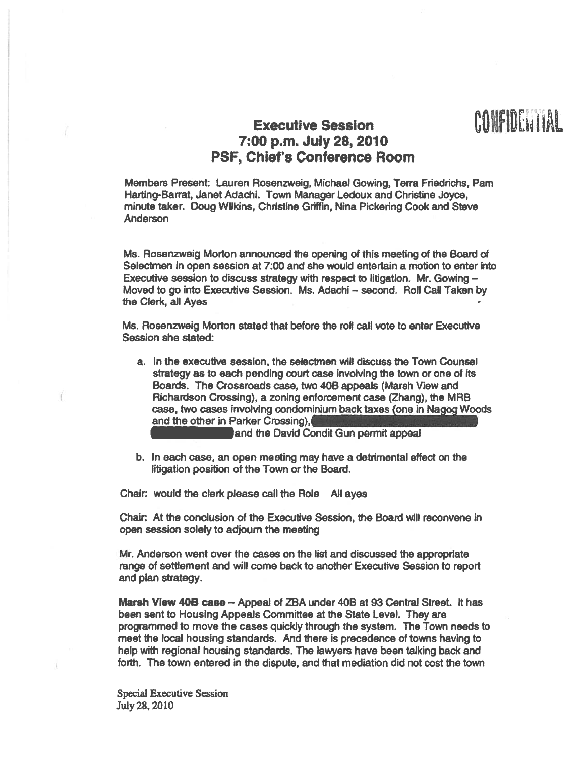CONFIDENTIAL

# Executive Session
## 7:00 p.m. July 28, 2010
## PSF, Chief's Conference Room

Members Present: Lauren Rosenzweig, Michael Gowing, Terra Friedrichs, Pam Harting-Barrat, Janet Adachi. Town Manager Ledoux and Christine Joyce, minute taker. Doug Wilkins, Christine Griffin, Nina Pickering Cook and Steve Anderson

Ms. Rosenzweig Morton announced the opening of this meeting of the Board of Selectmen in open session at 7:00 and she would entertain a motion to enter into Executive session to discuss strategy with respect to litigation. Mr. Gowing – Moved to go into Executive Session. Ms. Adachi – second. Roll Call Taken by the Clerk, all Ayes

Ms. Rosenzweig Morton stated that before the roll call vote to enter Executive Session she stated:

a. In the executive session, the selectmen will discuss the Town Counsel strategy as to each pending court case involving the town or one of its Boards. The Crossroads case, two 40B appeals (Marsh View and Richardson Crossing), a zoning enforcement case (Zhang), the MRB case, two cases involving condominium back taxes (one in Nagog Woods and the other in Parker Crossing), [REDACTED] and the David Condit Gun permit appeal

b. In each case, an open meeting may have a detrimental effect on the litigation position of the Town or the Board.

Chair: would the clerk please call the Role All ayes

Chair: At the conclusion of the Executive Session, the Board will reconvene in open session solely to adjourn the meeting

Mr. Anderson went over the cases on the list and discussed the appropriate range of settlement and will come back to another Executive Session to report and plan strategy.

**Marsh View 40B case** – Appeal of ZBA under 40B at 93 Central Street. It has been sent to Housing Appeals Committee at the State Level. They are programmed to move the cases quickly through the system. The Town needs to meet the local housing standards. And there is precedence of towns having to help with regional housing standards. The lawyers have been talking back and forth. The town entered in the dispute, and that mediation did not cost the town

Special Executive Session
July 28, 2010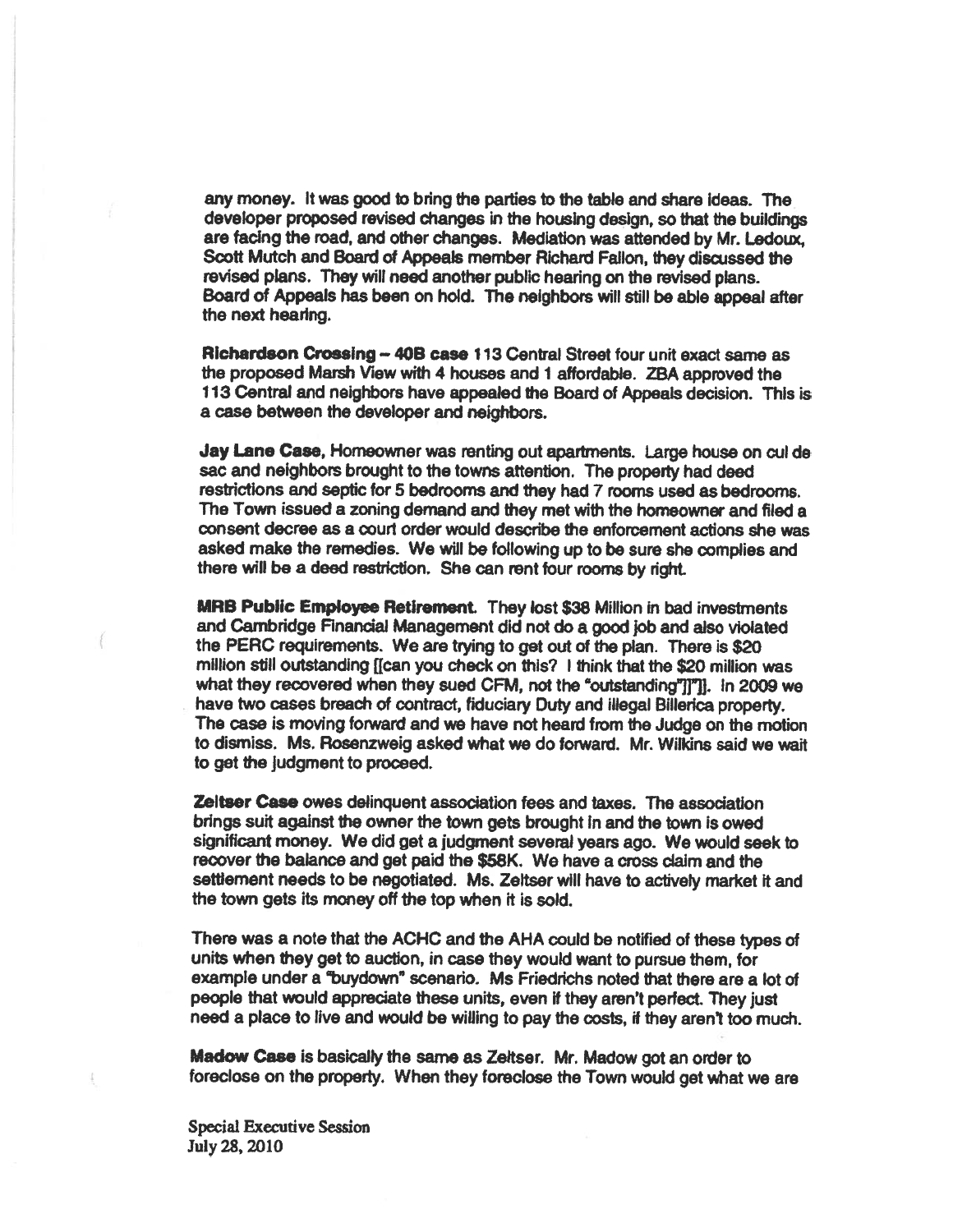any money. It was good to bring the parties to the table and share ideas. The developer proposed revised changes in the housing design, so that the buildings are facing the road, and other changes. Mediation was attended by Mr. Ledoux, Scott Mutch and Board of Appeals member Richard Fallon, they discussed the revised plans. They will need another public hearing on the revised plans. Board of Appeals has been on hold. The neighbors will still be able appeal after the next hearing.

**Richardson Crossing – 40B case** 113 Central Street four unit exact same as the proposed Marsh View with 4 houses and 1 affordable. ZBA approved the 113 Central and neighbors have appealed the Board of Appeals decision. This is a case between the developer and neighbors.

**Jay Lane Case,** Homeowner was renting out apartments. Large house on cul de sac and neighbors brought to the towns attention. The property had deed restrictions and septic for 5 bedrooms and they had 7 rooms used as bedrooms. The Town issued a zoning demand and they met with the homeowner and filed a consent decree as a court order would describe the enforcement actions she was asked make the remedies. We will be following up to be sure she complies and there will be a deed restriction. She can rent four rooms by right.

**MRB Public Employee Retirement.** They lost $38 Million in bad investments and Cambridge Financial Management did not do a good job and also violated the PERC requirements. We are trying to get out of the plan. There is $20 million still outstanding [[can you check on this? I think that the $20 million was what they recovered when they sued CFM, not the "outstanding"]]"]]. In 2009 we have two cases breach of contract, fiduciary Duty and illegal Billerica property. The case is moving forward and we have not heard from the Judge on the motion to dismiss. Ms. Rosenzweig asked what we do forward. Mr. Wilkins said we wait to get the judgment to proceed.

**Zeltser Case** owes delinquent association fees and taxes. The association brings suit against the owner the town gets brought in and the town is owed significant money. We did get a judgment several years ago. We would seek to recover the balance and get paid the $58K. We have a cross claim and the settlement needs to be negotiated. Ms. Zeltser will have to actively market it and the town gets its money off the top when it is sold.

There was a note that the ACHC and the AHA could be notified of these types of units when they get to auction, in case they would want to pursue them, for example under a "buydown" scenario. Ms Friedrichs noted that there are a lot of people that would appreciate these units, even if they aren't perfect. They just need a place to live and would be willing to pay the costs, if they aren't too much.

**Madow Case** is basically the same as Zeltser. Mr. Madow got an order to foreclose on the property. When they foreclose the Town would get what we are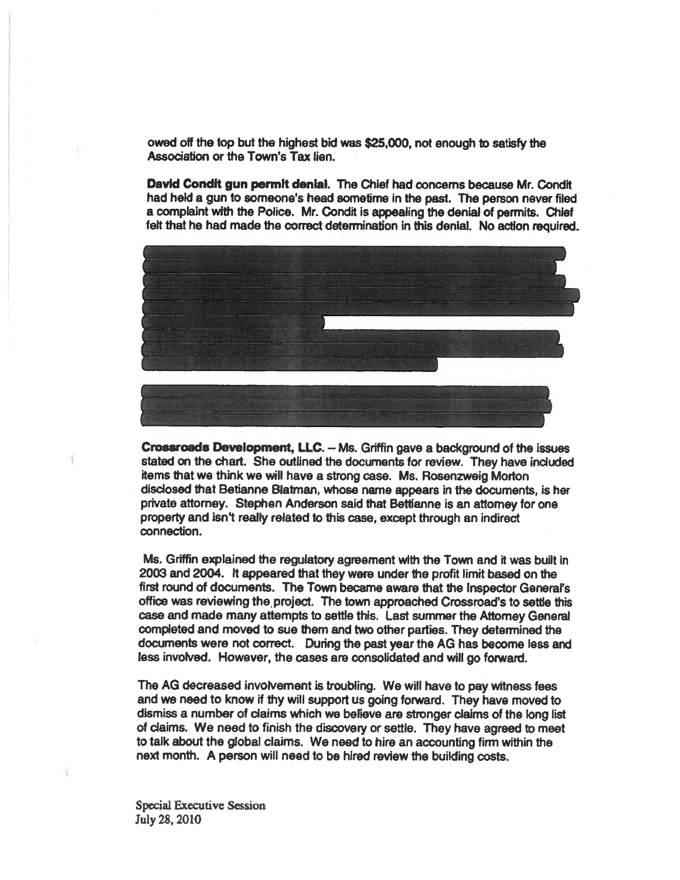owed off the top but the highest bid was $25,000, not enough to satisfy the Association or the Town's Tax lien.

**David Condit gun permit denial.** The Chief had concerns because Mr. Condit had held a gun to someone's head sometime in the past. The person never filed a complaint with the Police. Mr. Condit is appealing the denial of permits. Chief felt that he had made the correct determination in this denial. No action required.

**Crossroads Development, LLC.** – Ms. Griffin gave a background of the issues stated on the chart. She outlined the documents for review. They have included items that we think we will have a strong case. Ms. Rosenzweig Morton disclosed that Betianne Blatman, whose name appears in the documents, is her private attorney. Stephen Anderson said that Bettianne is an attorney for one property and isn't really related to this case, except through an indirect connection.

Ms. Griffin explained the regulatory agreement with the Town and it was built in 2003 and 2004. It appeared that they were under the profit limit based on the first round of documents. The Town became aware that the Inspector General's office was reviewing the project. The town approached Crossroad's to settle this case and made many attempts to settle this. Last summer the Attorney General completed and moved to sue them and two other parties. They determined the documents were not correct. During the past year the AG has become less and less involved. However, the cases are consolidated and will go forward.

The AG decreased involvement is troubling. We will have to pay witness fees and we need to know if thy will support us going forward. They have moved to dismiss a number of claims which we believe are stronger claims of the long list of claims. We need to finish the discovery or settle. They have agreed to meet to talk about the global claims. We need to hire an accounting firm within the next month. A person will need to be hired review the building costs.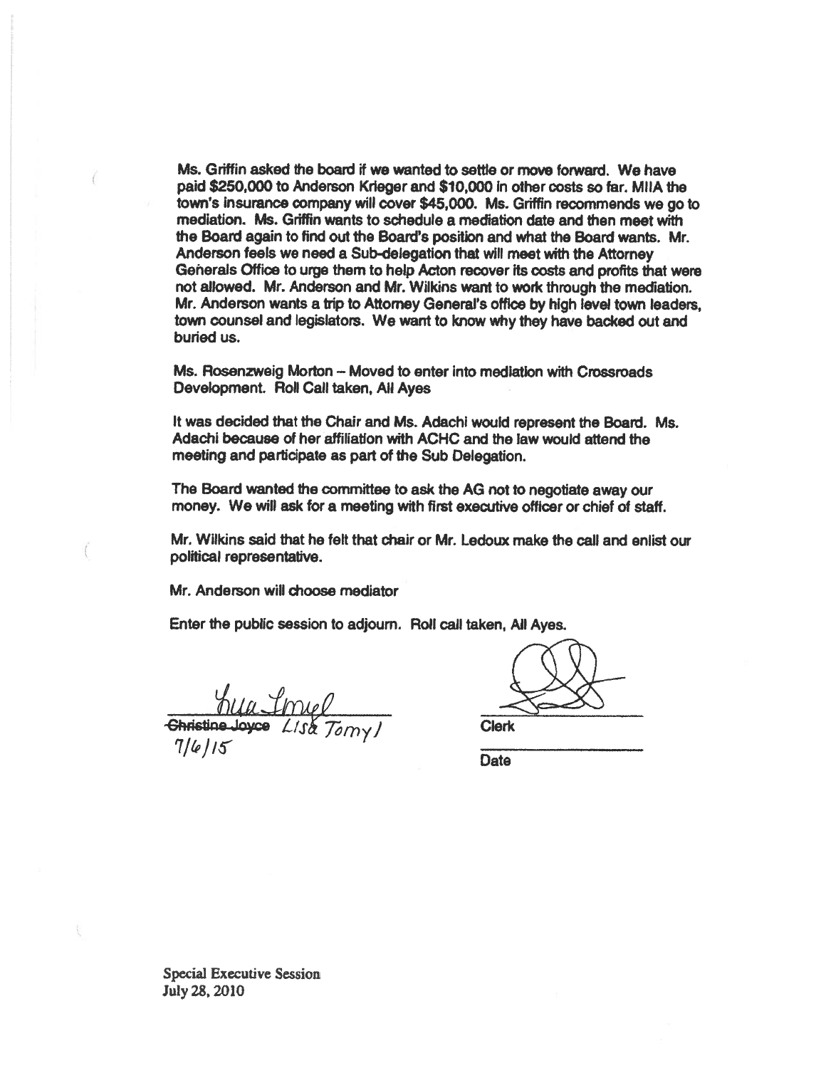Ms. Griffin asked the board if we wanted to settle or move forward. We have paid $250,000 to Anderson Krieger and $10,000 in other costs so far. MIIA the town's insurance company will cover $45,000. Ms. Griffin recommends we go to mediation. Ms. Griffin wants to schedule a mediation date and then meet with the Board again to find out the Board's position and what the Board wants. Mr. Anderson feels we need a Sub-delegation that will meet with the Attorney Generals Office to urge them to help Acton recover its costs and profits that were not allowed. Mr. Anderson and Mr. Wilkins want to work through the mediation. Mr. Anderson wants a trip to Attorney General's office by high level town leaders, town counsel and legislators. We want to know why they have backed out and buried us.

Ms. Rosenzweig Morton – Moved to enter into mediation with Crossroads Development. Roll Call taken, All Ayes

It was decided that the Chair and Ms. Adachi would represent the Board. Ms. Adachi because of her affiliation with ACHC and the law would attend the meeting and participate as part of the Sub Delegation.

The Board wanted the committee to ask the AG not to negotiate away our money. We will ask for a meeting with first executive officer or chief of staff.

Mr. Wilkins said that he felt that chair or Mr. Ledoux make the call and enlist our political representative.

Mr. Anderson will choose mediator

Enter the public session to adjourn. Roll call taken, All Ayes.

~~Christine Joyce~~ Lisa Tomyl
7/6/15

Clerk

Date

Special Executive Session
July 28, 2010